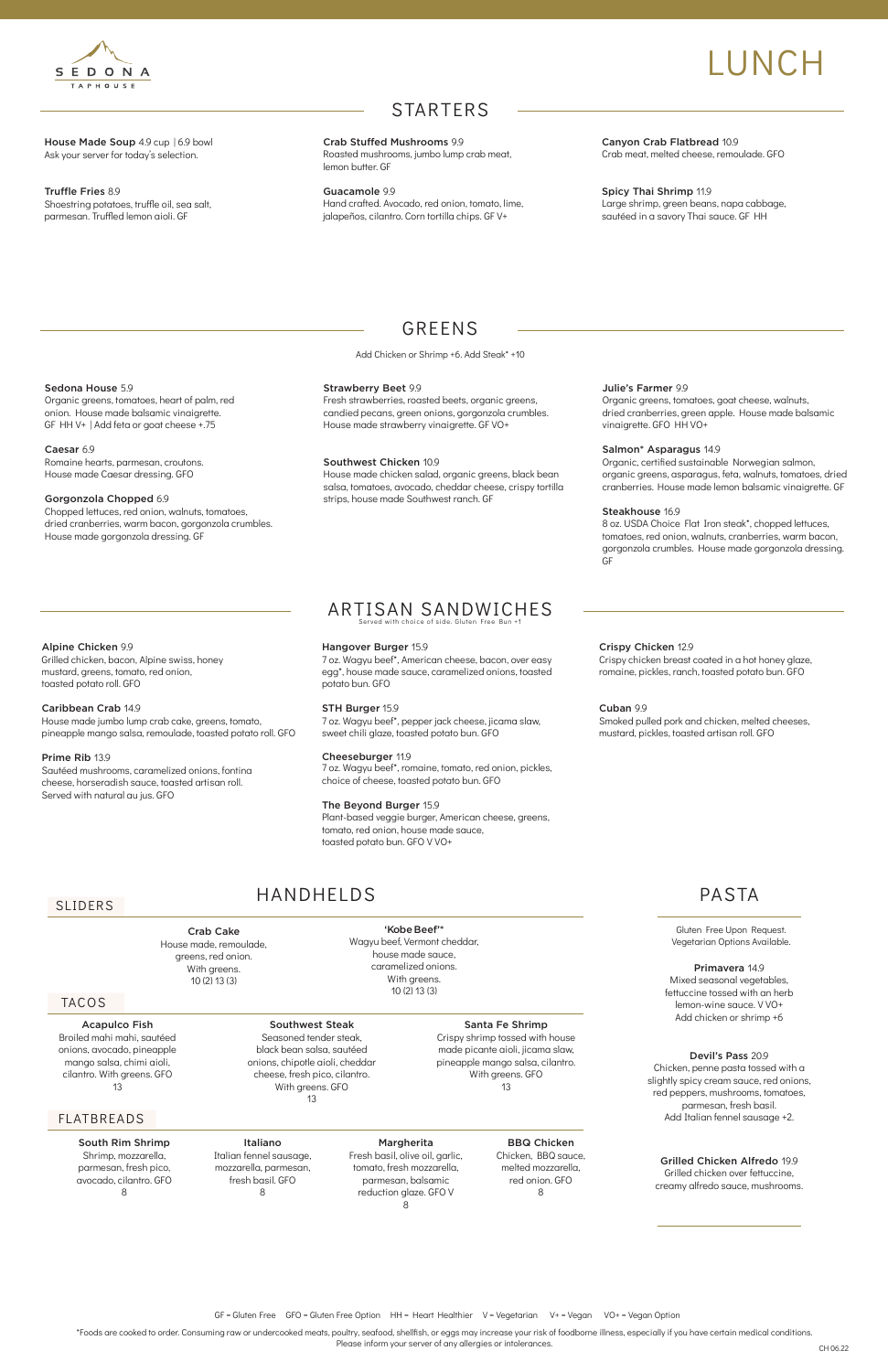SEDONA TAPHOUSE

# LUNCH

## STARTERS

**House Made Soup** 4.9 cup | 6.9 bowl
Ask your server for today's selection.

**Truffle Fries** 8.9
Shoestring potatoes, truffle oil, sea salt, parmesan. Truffled lemon aioli. GF

**Crab Stuffed Mushrooms** 9.9
Roasted mushrooms, jumbo lump crab meat, lemon butter. GF

**Guacamole** 9.9
Hand crafted. Avocado, red onion, tomato, lime, jalapeños, cilantro. Corn tortilla chips. GF V+

**Canyon Crab Flatbread** 10.9
Crab meat, melted cheese, remoulade. GFO

**Spicy Thai Shrimp** 11.9
Large shrimp, green beans, napa cabbage, sautéed in a savory Thai sauce. GF HH

## GREENS

Add Chicken or Shrimp +6. Add Steak* +10

**Sedona House** 5.9
Organic greens, tomatoes, heart of palm, red onion. House made balsamic vinaigrette. GF HH V+ | Add feta or goat cheese +.75

**Caesar** 6.9
Romaine hearts, parmesan, croutons. House made Caesar dressing. GFO

**Gorgonzola Chopped** 6.9
Chopped lettuces, red onion, walnuts, tomatoes, dried cranberries, warm bacon, gorgonzola crumbles. House made gorgonzola dressing. GF

**Strawberry Beet** 9.9
Fresh strawberries, roasted beets, organic greens, candied pecans, green onions, gorgonzola crumbles. House made strawberry vinaigrette. GF VO+

**Southwest Chicken** 10.9
House made chicken salad, organic greens, black bean salsa, tomatoes, avocado, cheddar cheese, crispy tortilla strips, house made Southwest ranch. GF

**Julie's Farmer** 9.9
Organic greens, tomatoes, goat cheese, walnuts, dried cranberries, green apple. House made balsamic vinaigrette. GFO HH VO+

**Salmon* Asparagus** 14.9
Organic, certified sustainable Norwegian salmon, organic greens, asparagus, feta, walnuts, tomatoes, dried cranberries. House made lemon balsamic vinaigrette. GF

**Steakhouse** 16.9
8 oz. USDA Choice Flat Iron steak*, chopped lettuces, tomatoes, red onion, walnuts, cranberries, warm bacon, gorgonzola crumbles. House made gorgonzola dressing. GF

## ARTISAN SANDWICHES

Served with choice of side. Gluten Free Bun +1

**Alpine Chicken** 9.9
Grilled chicken, bacon, Alpine swiss, honey mustard, greens, tomato, red onion, toasted potato roll. GFO

**Caribbean Crab** 14.9
House made jumbo lump crab cake, greens, tomato, pineapple mango salsa, remoulade, toasted potato roll. GFO

**Prime Rib** 13.9
Sautéed mushrooms, caramelized onions, fontina cheese, horseradish sauce, toasted artisan roll. Served with natural au jus. GFO

**Hangover Burger** 15.9
7 oz. Wagyu beef*, American cheese, bacon, over easy egg*, house made sauce, caramelized onions, toasted potato bun. GFO

**STH Burger** 15.9
7 oz. Wagyu beef*, pepper jack cheese, jicama slaw, sweet chili glaze, toasted potato bun. GFO

**Cheeseburger** 11.9
7 oz. Wagyu beef*, romaine, tomato, red onion, pickles, choice of cheese, toasted potato bun. GFO

**The Beyond Burger** 15.9
Plant-based veggie burger, American cheese, greens, tomato, red onion, house made sauce, toasted potato bun. GFO V VO+

**Crispy Chicken** 12.9
Crispy chicken breast coated in a hot honey glaze, romaine, pickles, ranch, toasted potato bun. GFO

**Cuban** 9.9
Smoked pulled pork and chicken, melted cheeses, mustard, pickles, toasted artisan roll. GFO

## HANDHELDS

### SLIDERS

**Crab Cake**
House made, remoulade, greens, red onion. With greens.
10 (2) 13 (3)

**'Kobe Beef'***
Wagyu beef, Vermont cheddar, house made sauce, caramelized onions. With greens.
10 (2) 13 (3)

### TACOS

**Acapulco Fish**
Broiled mahi mahi, sautéed onions, avocado, pineapple mango salsa, chimi aioli, cilantro. With greens. GFO
13

**Southwest Steak**
Seasoned tender steak, black bean salsa, sautéed onions, chipotle aioli, cheddar cheese, fresh pico, cilantro. With greens. GFO
13

**Santa Fe Shrimp**
Crispy shrimp tossed with house made picante aioli, jicama slaw, pineapple mango salsa, cilantro. With greens. GFO
13

### FLATBREADS

**South Rim Shrimp**
Shrimp, mozzarella, parmesan, fresh pico, avocado, cilantro. GFO
8

**Italiano**
Italian fennel sausage, mozzarella, parmesan, fresh basil. GFO
8

**Margherita**
Fresh basil, olive oil, garlic, tomato, fresh mozzarella, parmesan, balsamic reduction glaze. GFO V
8

**BBQ Chicken**
Chicken, BBQ sauce, melted mozzarella, red onion. GFO
8

## PASTA

Gluten Free Upon Request.
Vegetarian Options Available.

**Primavera** 14.9
Mixed seasonal vegetables, fettuccine tossed with an herb lemon-wine sauce. V VO+
Add chicken or shrimp +6

**Devil's Pass** 20.9
Chicken, penne pasta tossed with a slightly spicy cream sauce, red onions, red peppers, mushrooms, tomatoes, parmesan, fresh basil.
Add Italian fennel sausage +2.

**Grilled Chicken Alfredo** 19.9
Grilled chicken over fettuccine, creamy alfredo sauce, mushrooms.

---

GF = Gluten Free GFO = Gluten Free Option HH = Heart Healthier V = Vegetarian V+ = Vegan VO+ = Vegan Option

*Foods are cooked to order. Consuming raw or undercooked meats, poultry, seafood, shellfish, or eggs may increase your risk of foodborne illness, especially if you have certain medical conditions. Please inform your server of any allergies or intolerances.

CH 06.22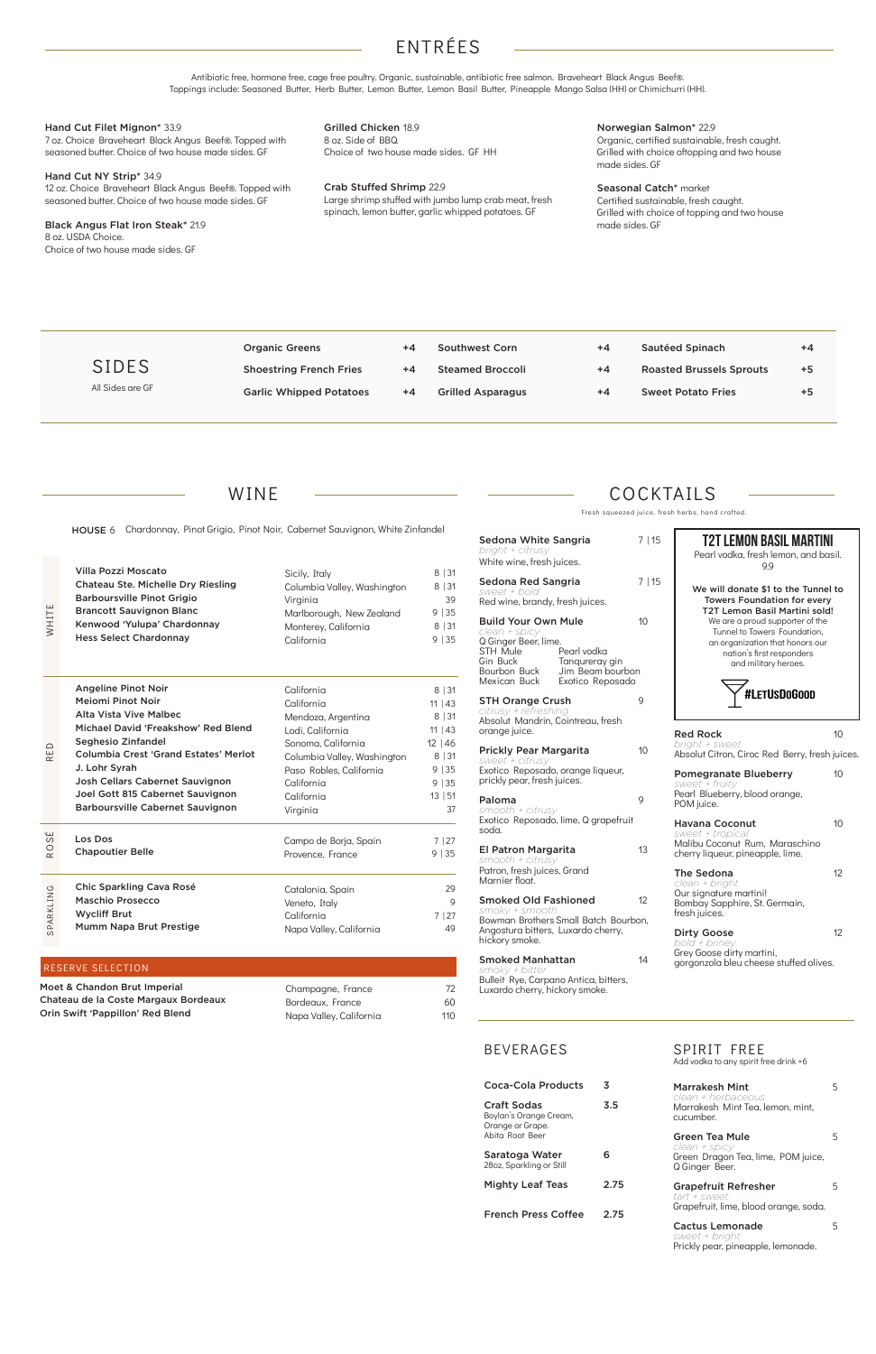# ENTRÉES

Antibiotic free, hormone free, cage free poultry. Organic, sustainable, antibiotic free salmon. Braveheart Black Angus Beef®.
Toppings include: Seasoned Butter, Herb Butter, Lemon Butter, Lemon Basil Butter, Pineapple Mango Salsa (HH) or Chimichurri (HH).

**Hand Cut Filet Mignon*** 33.9
7 oz. Choice Braveheart Black Angus Beef®. Topped with seasoned butter. Choice of two house made sides. GF

**Hand Cut NY Strip*** 34.9
12 oz. Choice Braveheart Black Angus Beef®. Topped with seasoned butter. Choice of two house made sides. GF

**Black Angus Flat Iron Steak*** 21.9
8 oz. USDA Choice.
Choice of two house made sides. GF

**Grilled Chicken** 18.9
8 oz. Side of BBQ.
Choice of two house made sides. GF HH

**Crab Stuffed Shrimp** 22.9
Large shrimp stuffed with jumbo lump crab meat, fresh spinach, lemon butter, garlic whipped potatoes. GF

**Norwegian Salmon*** 22.9
Organic, certified sustainable, fresh caught.
Grilled with choice oftopping and two house made sides. GF

**Seasonal Catch*** market
Certified sustainable, fresh caught.
Grilled with choice of topping and two house made sides. GF

## SIDES

All Sides are GF

| | | | | | |
|---|---|---|---|---|---|
| Organic Greens | +4 | Southwest Corn | +4 | Sautéed Spinach | +4 |
| Shoestring French Fries | +4 | Steamed Broccoli | +4 | Roasted Brussels Sprouts | +5 |
| Garlic Whipped Potatoes | +4 | Grilled Asparagus | +4 | Sweet Potato Fries | +5 |

## WINE

**HOUSE** 6 Chardonnay, Pinot Grigio, Pinot Noir, Cabernet Sauvignon, White Zinfandel

### WHITE

| | | |
|---|---|---|
| Villa Pozzi Moscato | Sicily, Italy | 8 \| 31 |
| Chateau Ste. Michelle Dry Riesling | Columbia Valley, Washington | 8 \| 31 |
| Barboursville Pinot Grigio | Virginia | 39 |
| Brancott Sauvignon Blanc | Marlborough, New Zealand | 9 \| 35 |
| Kenwood 'Yulupa' Chardonnay | Monterey, California | 8 \| 31 |
| Hess Select Chardonnay | California | 9 \| 35 |

### RED

| | | |
|---|---|---|
| Angeline Pinot Noir | California | 8 \| 31 |
| Meiomi Pinot Noir | California | 11 \| 43 |
| Alta Vista Vive Malbec | Mendoza, Argentina | 8 \| 31 |
| Michael David 'Freakshow' Red Blend | Lodi, California | 11 \| 43 |
| Seghesio Zinfandel | Sonoma, California | 12 \| 46 |
| Columbia Crest 'Grand Estates' Merlot | Columbia Valley, Washington | 8 \| 31 |
| J. Lohr Syrah | Paso Robles, California | 9 \| 35 |
| Josh Cellars Cabernet Sauvignon | California | 9 \| 35 |
| Joel Gott 815 Cabernet Sauvignon | California | 13 \| 51 |
| Barboursville Cabernet Sauvignon | Virginia | 37 |

### ROSÉ

| | | |
|---|---|---|
| Los Dos | Campo de Borja, Spain | 7 \| 27 |
| Chapoutier Belle | Provence, France | 9 \| 35 |

### SPARKLING

| | | |
|---|---|---|
| Chic Sparkling Cava Rosé | Catalonia, Spain | 29 |
| Maschio Prosecco | Veneto, Italy | 9 |
| Wycliff Brut | California | 7 \| 27 |
| Mumm Napa Brut Prestige | Napa Valley, California | 49 |

### RESERVE SELECTION

| | | |
|---|---|---|
| Moet & Chandon Brut Imperial | Champagne, France | 72 |
| Chateau de la Coste Margaux Bordeaux | Bordeaux, France | 60 |
| Orin Swift 'Pappillon' Red Blend | Napa Valley, California | 110 |

## COCKTAILS

Fresh squeezed juice, fresh herbs, hand crafted.

**Sedona White Sangria** 7 | 15
*bright + citrusy*
White wine, fresh juices.

**Sedona Red Sangria** 7 | 15
*sweet + bold*
Red wine, brandy, fresh juices.

**Build Your Own Mule** 10
*clean + spicy*
Q Ginger Beer, lime.
STH Mule — Pearl vodka
Gin Buck — Tanqureray gin
Bourbon Buck — Jim Beam bourbon
Mexican Buck — Exotico Reposado

**STH Orange Crush** 9
*citrusy + refreshing*
Absolut Mandrin, Cointreau, fresh orange juice.

**Prickly Pear Margarita** 10
*sweet + citrusy*
Exotico Reposado, orange liqueur, prickly pear, fresh juices.

**Paloma** 9
*smooth + citrusy*
Exotico Reposado, lime, Q grapefruit soda.

**El Patron Margarita** 13
*smooth + citrusy*
Patron, fresh juices, Grand Marnier float.

**Smoked Old Fashioned** 12
*smoky + smooth*
Bowman Brothers Small Batch Bourbon, Angostura bitters, Luxardo cherry, hickory smoke.

**Smoked Manhattan** 14
*smoky + bitter*
Bulleit Rye, Carpano Antica, bitters, Luxardo cherry, hickory smoke.

### T2T LEMON BASIL MARTINI

Pearl vodka, fresh lemon, and basil.
9.9

**We will donate $1 to the Tunnel to Towers Foundation for every T2T Lemon Basil Martini sold!**
We are a proud supporter of the Tunnel to Towers Foundation, an organization that honors our nation's first responders and military heroes.

#LetUsDoGood

**Red Rock** 10
*bright + sweet*
Absolut Citron, Ciroc Red Berry, fresh juices.

**Pomegranate Blueberry** 10
*sweet + fruity*
Pearl Blueberry, blood orange, POM juice.

**Havana Coconut** 10
*sweet + tropical*
Malibu Coconut Rum, Maraschino cherry liqueur, pineapple, lime.

**The Sedona** 12
*clean + bright*
Our signature martini!
Bombay Sapphire, St. Germain, fresh juices.

**Dirty Goose** 12
*bold + briney*
Grey Goose dirty martini, gorgonzola bleu cheese stuffed olives.

## BEVERAGES

**Coca-Cola Products** 3

**Craft Sodas** 3.5
Boylan's Orange Cream, Orange or Grape.
Abita Root Beer

**Saratoga Water** 6
28oz. Sparkling or Still

**Mighty Leaf Teas** 2.75

**French Press Coffee** 2.75

## SPIRIT FREE

Add vodka to any spirit free drink +6

**Marrakesh Mint** 5
*clean + herbaceous*
Marrakesh Mint Tea, lemon, mint, cucumber.

**Green Tea Mule** 5
*clean + spicy*
Green Dragon Tea, lime, POM juice, Q Ginger Beer.

**Grapefruit Refresher** 5
*tart + sweet*
Grapefruit, lime, blood orange, soda.

**Cactus Lemonade** 5
*sweet + bright*
Prickly pear, pineapple, lemonade.